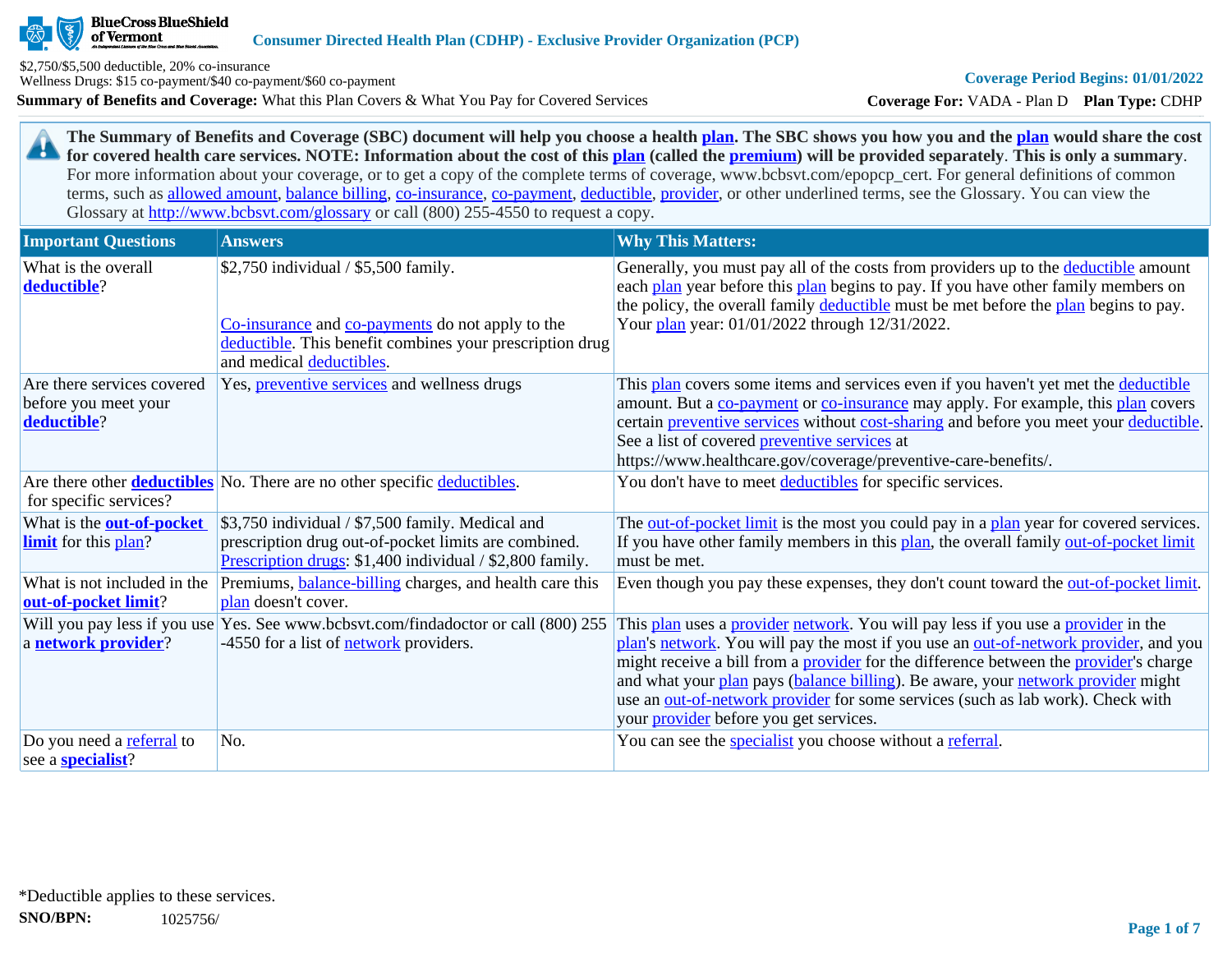BlueCross BlueShield of Vermont

**Consumer Directed Health Plan (CDHP) - Exclusive Provider Organization (PCP)**

$2,750/$5,500 deductible, 20% co-insurance
Wellness Drugs: $15 co-payment/$40 co-payment/$60 co-payment

**Coverage Period Begins: 01/01/2022**

**Summary of Benefits and Coverage:** What this Plan Covers & What You Pay for Covered Services

**Coverage For:** VADA - Plan D **Plan Type:** CDHP

**The Summary of Benefits and Coverage (SBC) document will help you choose a health plan. The SBC shows you how you and the plan would share the cost for covered health care services. NOTE: Information about the cost of this plan (called the premium) will be provided separately. This is only a summary.** For more information about your coverage, or to get a copy of the complete terms of coverage, www.bcbsvt.com/epopcp_cert. For general definitions of common terms, such as allowed amount, balance billing, co-insurance, co-payment, deductible, provider, or other underlined terms, see the Glossary. You can view the Glossary at http://www.bcbsvt.com/glossary or call (800) 255-4550 to request a copy.

| Important Questions | Answers | Why This Matters: |
|---|---|---|
| What is the overall **deductible**? | $2,750 individual / $5,500 family.<br><br>Co-insurance and co-payments do not apply to the deductible. This benefit combines your prescription drug and medical deductibles. | Generally, you must pay all of the costs from providers up to the deductible amount each plan year before this plan begins to pay. If you have other family members on the policy, the overall family deductible must be met before the plan begins to pay. Your plan year: 01/01/2022 through 12/31/2022. |
| Are there services covered before you meet your **deductible**? | Yes, preventive services and wellness drugs | This plan covers some items and services even if you haven't yet met the deductible amount. But a co-payment or co-insurance may apply. For example, this plan covers certain preventive services without cost-sharing and before you meet your deductible. See a list of covered preventive services at https://www.healthcare.gov/coverage/preventive-care-benefits/. |
| Are there other **deductibles** for specific services? | No. There are no other specific deductibles. | You don't have to meet deductibles for specific services. |
| What is the **out-of-pocket limit** for this plan? | $3,750 individual / $7,500 family. Medical and prescription drug out-of-pocket limits are combined. Prescription drugs: $1,400 individual / $2,800 family. | The out-of-pocket limit is the most you could pay in a plan year for covered services. If you have other family members in this plan, the overall family out-of-pocket limit must be met. |
| What is not included in the **out-of-pocket limit**? | Premiums, balance-billing charges, and health care this plan doesn't cover. | Even though you pay these expenses, they don't count toward the out-of-pocket limit. |
| Will you pay less if you use a **network provider**? | Yes. See www.bcbsvt.com/findadoctor or call (800) 255-4550 for a list of network providers. | This plan uses a provider network. You will pay less if you use a provider in the plan's network. You will pay the most if you use an out-of-network provider, and you might receive a bill from a provider for the difference between the provider's charge and what your plan pays (balance billing). Be aware, your network provider might use an out-of-network provider for some services (such as lab work). Check with your provider before you get services. |
| Do you need a referral to see a **specialist**? | No. | You can see the specialist you choose without a referral. |

*Deductible applies to these services.

**SNO/BPN:** 1025756/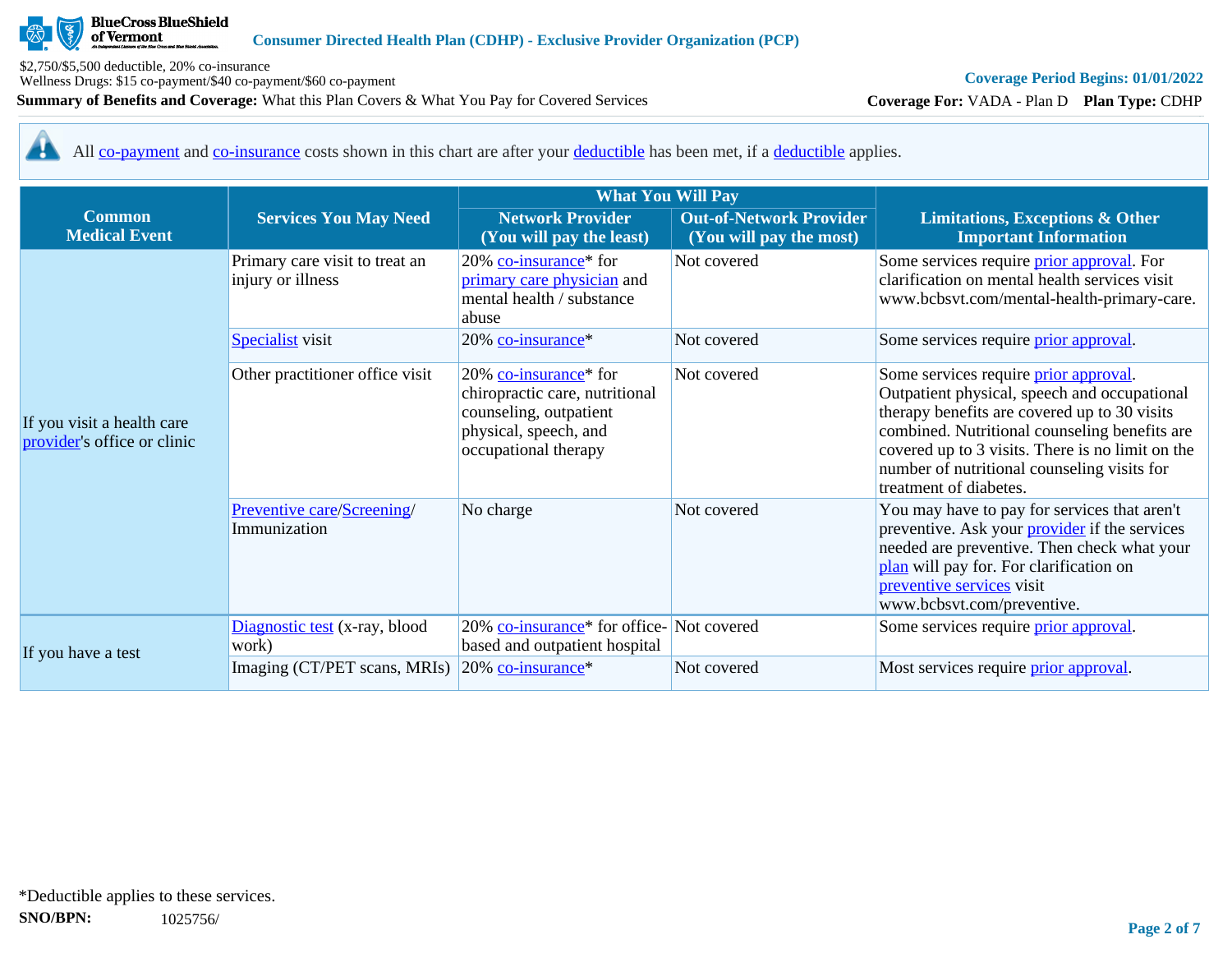All co-payment and co-insurance costs shown in this chart are after your deductible has been met, if a deductible applies.

| Common Medical Event | Services You May Need | What You Will Pay | | Limitations, Exceptions & Other Important Information |
|---|---|---|---|---|
| | | Network Provider (You will pay the least) | Out-of-Network Provider (You will pay the most) | |
| If you visit a health care provider's office or clinic | Primary care visit to treat an injury or illness | 20% co-insurance* for primary care physician and mental health / substance abuse | Not covered | Some services require prior approval. For clarification on mental health services visit www.bcbsvt.com/mental-health-primary-care. |
| | Specialist visit | 20% co-insurance* | Not covered | Some services require prior approval. |
| | Other practitioner office visit | 20% co-insurance* for chiropractic care, nutritional counseling, outpatient physical, speech, and occupational therapy | Not covered | Some services require prior approval. Outpatient physical, speech and occupational therapy benefits are covered up to 30 visits combined. Nutritional counseling benefits are covered up to 3 visits. There is no limit on the number of nutritional counseling visits for treatment of diabetes. |
| | Preventive care/Screening/ Immunization | No charge | Not covered | You may have to pay for services that aren't preventive. Ask your provider if the services needed are preventive. Then check what your plan will pay for. For clarification on preventive services visit www.bcbsvt.com/preventive. |
| If you have a test | Diagnostic test (x-ray, blood work) | 20% co-insurance* for office-based and outpatient hospital | Not covered | Some services require prior approval. |
| | Imaging (CT/PET scans, MRIs) | 20% co-insurance* | Not covered | Most services require prior approval. |

*Deductible applies to these services.

**SNO/BPN:** 1025756/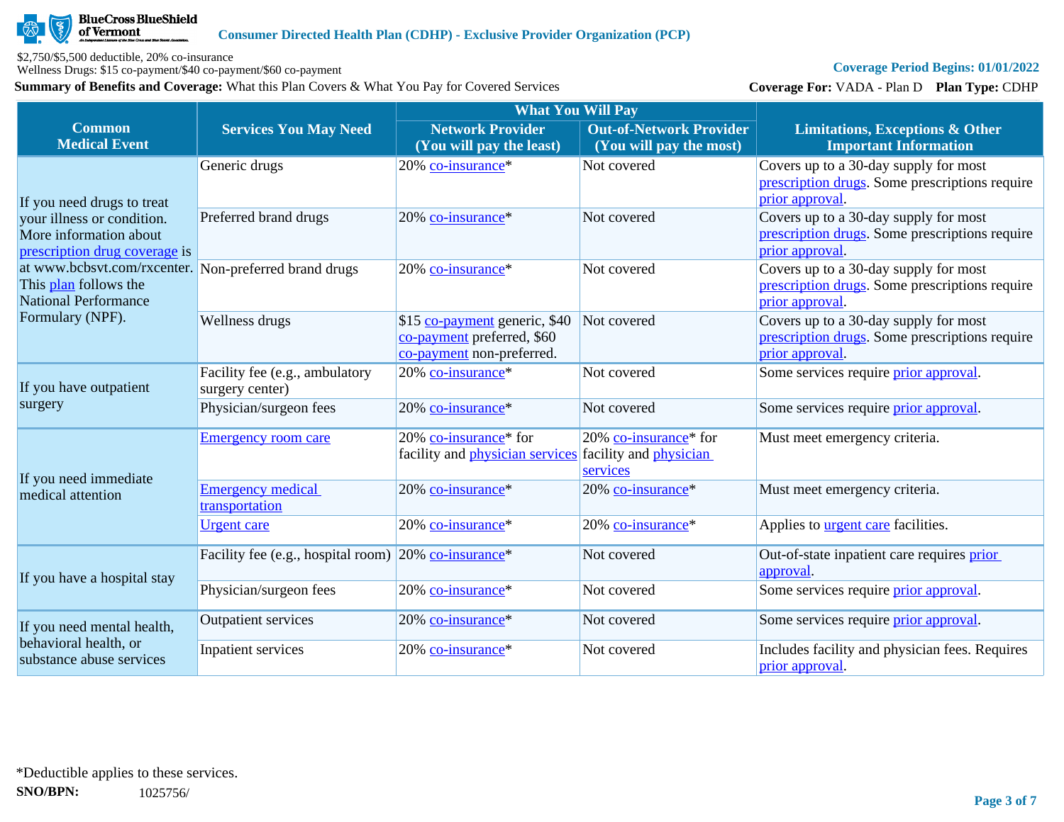Consumer Directed Health Plan (CDHP) - Exclusive Provider Organization (PCP)

$2,750/$5,500 deductible, 20% co-insurance
Wellness Drugs: $15 co-payment/$40 co-payment/$60 co-payment

**Summary of Benefits and Coverage:** What this Plan Covers & What You Pay for Covered Services

**Coverage Period Begins: 01/01/2022**

**Coverage For:** VADA - Plan D **Plan Type:** CDHP

| Common Medical Event | Services You May Need | What You Will Pay | | Limitations, Exceptions & Other Important Information |
|---|---|---|---|---|
| | | Network Provider (You will pay the least) | Out-of-Network Provider (You will pay the most) | |
| If you need drugs to treat your illness or condition. More information about prescription drug coverage is at www.bcbsvt.com/rxcenter. This plan follows the National Performance Formulary (NPF). | Generic drugs | 20% co-insurance* | Not covered | Covers up to a 30-day supply for most prescription drugs. Some prescriptions require prior approval. |
| | Preferred brand drugs | 20% co-insurance* | Not covered | Covers up to a 30-day supply for most prescription drugs. Some prescriptions require prior approval. |
| | Non-preferred brand drugs | 20% co-insurance* | Not covered | Covers up to a 30-day supply for most prescription drugs. Some prescriptions require prior approval. |
| | Wellness drugs | $15 co-payment generic, $40 co-payment preferred, $60 co-payment non-preferred. | Not covered | Covers up to a 30-day supply for most prescription drugs. Some prescriptions require prior approval. |
| If you have outpatient surgery | Facility fee (e.g., ambulatory surgery center) | 20% co-insurance* | Not covered | Some services require prior approval. |
| | Physician/surgeon fees | 20% co-insurance* | Not covered | Some services require prior approval. |
| If you need immediate medical attention | Emergency room care | 20% co-insurance* for facility and physician services | 20% co-insurance* for facility and physician services | Must meet emergency criteria. |
| | Emergency medical transportation | 20% co-insurance* | 20% co-insurance* | Must meet emergency criteria. |
| | Urgent care | 20% co-insurance* | 20% co-insurance* | Applies to urgent care facilities. |
| If you have a hospital stay | Facility fee (e.g., hospital room) | 20% co-insurance* | Not covered | Out-of-state inpatient care requires prior approval. |
| | Physician/surgeon fees | 20% co-insurance* | Not covered | Some services require prior approval. |
| If you need mental health, behavioral health, or substance abuse services | Outpatient services | 20% co-insurance* | Not covered | Some services require prior approval. |
| | Inpatient services | 20% co-insurance* | Not covered | Includes facility and physician fees. Requires prior approval. |

*Deductible applies to these services.

**SNO/BPN:** 1025756/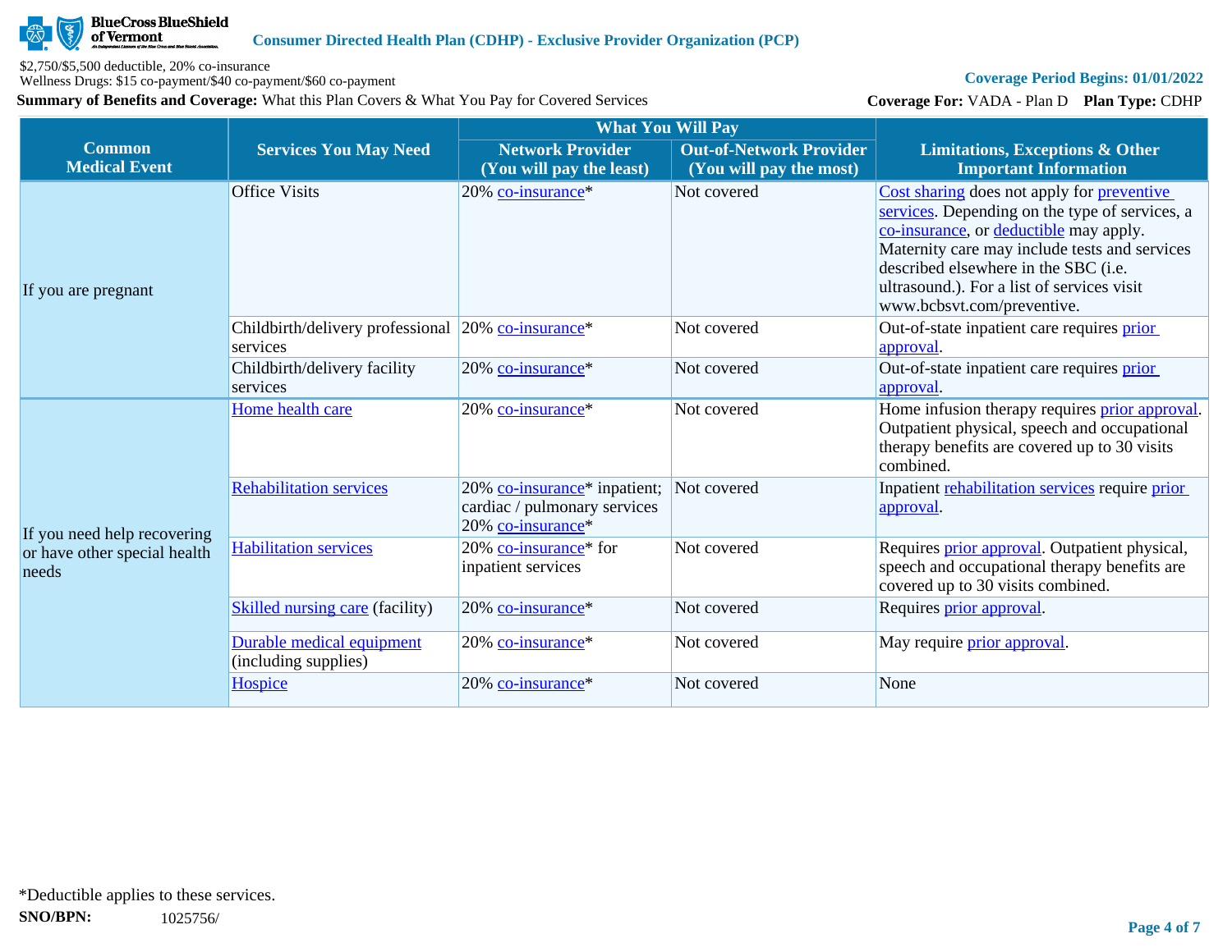| Common Medical Event | Services You May Need | What You Will Pay | | Limitations, Exceptions & Other Important Information |
|---|---|---|---|---|
| | | Network Provider (You will pay the least) | Out-of-Network Provider (You will pay the most) | |
| If you are pregnant | Office Visits | 20% co-insurance* | Not covered | Cost sharing does not apply for preventive services. Depending on the type of services, a co-insurance, or deductible may apply. Maternity care may include tests and services described elsewhere in the SBC (i.e. ultrasound.). For a list of services visit www.bcbsvt.com/preventive. |
| | Childbirth/delivery professional services | 20% co-insurance* | Not covered | Out-of-state inpatient care requires prior approval. |
| | Childbirth/delivery facility services | 20% co-insurance* | Not covered | Out-of-state inpatient care requires prior approval. |
| If you need help recovering or have other special health needs | Home health care | 20% co-insurance* | Not covered | Home infusion therapy requires prior approval. Outpatient physical, speech and occupational therapy benefits are covered up to 30 visits combined. |
| | Rehabilitation services | 20% co-insurance* inpatient; cardiac / pulmonary services 20% co-insurance* | Not covered | Inpatient rehabilitation services require prior approval. |
| | Habilitation services | 20% co-insurance* for inpatient services | Not covered | Requires prior approval. Outpatient physical, speech and occupational therapy benefits are covered up to 30 visits combined. |
| | Skilled nursing care (facility) | 20% co-insurance* | Not covered | Requires prior approval. |
| | Durable medical equipment (including supplies) | 20% co-insurance* | Not covered | May require prior approval. |
| | Hospice | 20% co-insurance* | Not covered | None |

*Deductible applies to these services.

**SNO/BPN:** 1025756/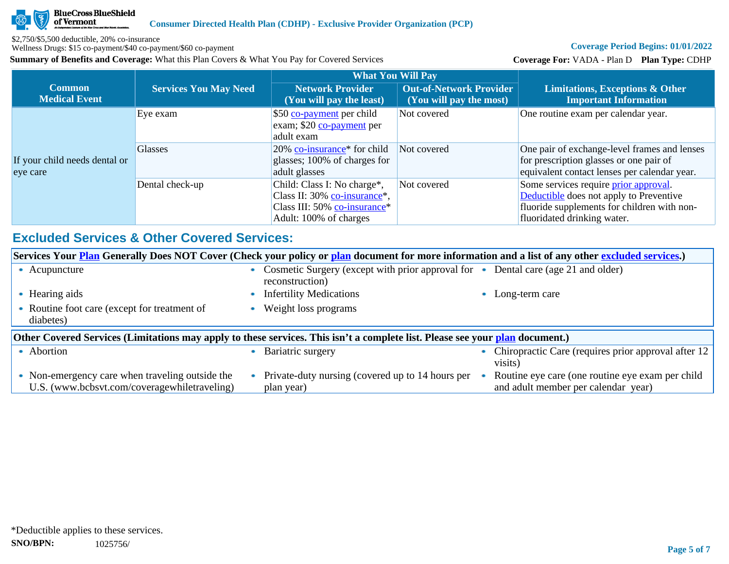BlueCross BlueShield of Vermont

**Consumer Directed Health Plan (CDHP) - Exclusive Provider Organization (PCP)**

$2,750/$5,500 deductible, 20% co-insurance
Wellness Drugs: $15 co-payment/$40 co-payment/$60 co-payment

**Coverage Period Begins: 01/01/2022**

**Summary of Benefits and Coverage:** What this Plan Covers & What You Pay for Covered Services

**Coverage For:** VADA - Plan D **Plan Type:** CDHP

| Common Medical Event | Services You May Need | What You Will Pay | | Limitations, Exceptions & Other Important Information |
|---|---|---|---|---|
| | | Network Provider (You will pay the least) | Out-of-Network Provider (You will pay the most) | |
| If your child needs dental or eye care | Eye exam | $50 co-payment per child exam; $20 co-payment per adult exam | Not covered | One routine exam per calendar year. |
| | Glasses | 20% co-insurance* for child glasses; 100% of charges for adult glasses | Not covered | One pair of exchange-level frames and lenses for prescription glasses or one pair of equivalent contact lenses per calendar year. |
| | Dental check-up | Child: Class I: No charge*, Class II: 30% co-insurance*, Class III: 50% co-insurance* Adult: 100% of charges | Not covered | Some services require prior approval. Deductible does not apply to Preventive fluoride supplements for children with non-fluoridated drinking water. |

## Excluded Services & Other Covered Services:

**Services Your Plan Generally Does NOT Cover (Check your policy or plan document for more information and a list of any other excluded services.)**

- Acupuncture
- Cosmetic Surgery (except with prior approval for reconstruction)
- Dental care (age 21 and older)
- Hearing aids
- Infertility Medications
- Long-term care
- Routine foot care (except for treatment of diabetes)
- Weight loss programs

**Other Covered Services (Limitations may apply to these services. This isn't a complete list. Please see your plan document.)**

- Abortion
- Bariatric surgery
- Chiropractic Care (requires prior approval after 12 visits)
- Non-emergency care when traveling outside the U.S. (www.bcbsvt.com/coveragewhiletraveling)
- Private-duty nursing (covered up to 14 hours per plan year)
- Routine eye care (one routine eye exam per child and adult member per calendar year)

*Deductible applies to these services.

**SNO/BPN:** 1025756/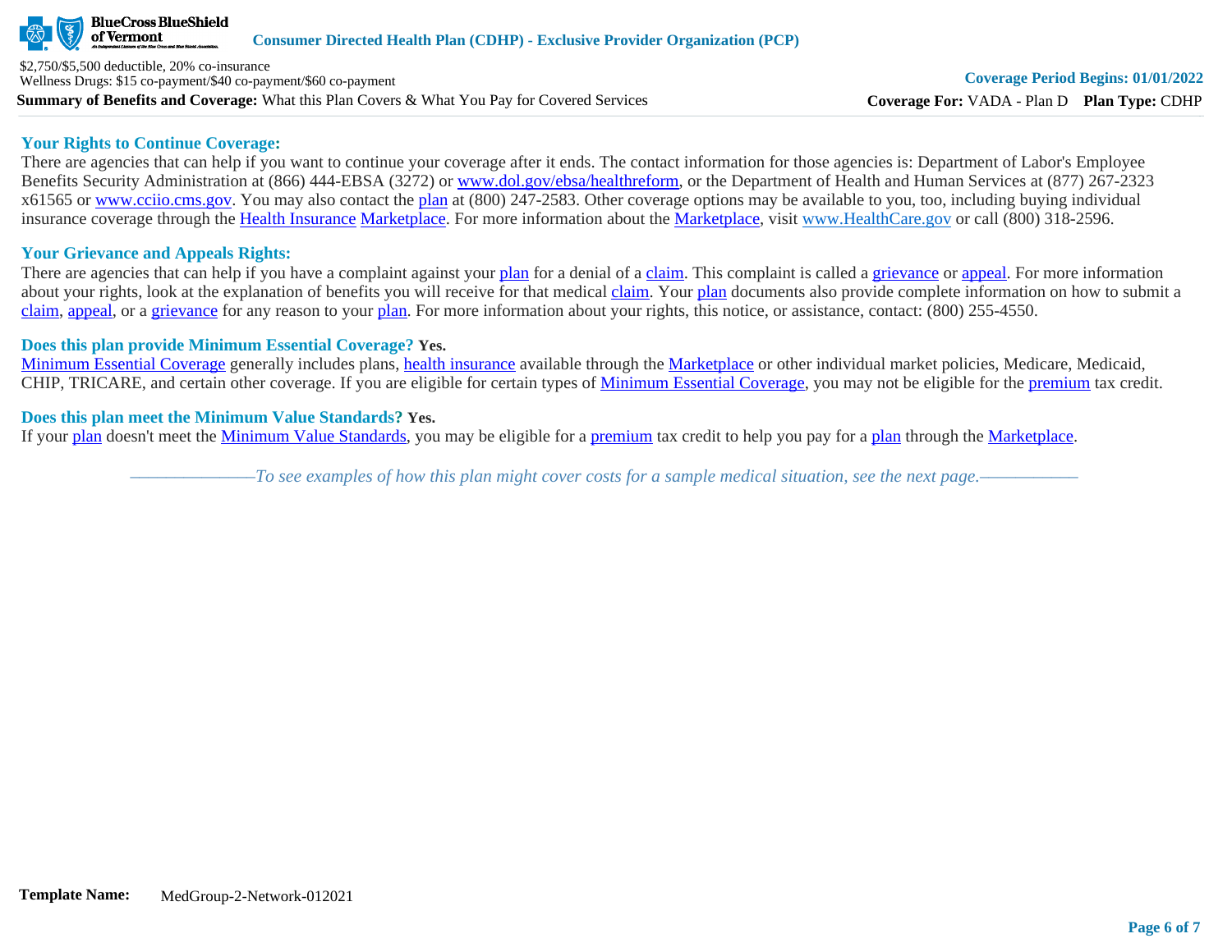### Your Rights to Continue Coverage:

There are agencies that can help if you want to continue your coverage after it ends. The contact information for those agencies is: Department of Labor's Employee Benefits Security Administration at (866) 444-EBSA (3272) or www.dol.gov/ebsa/healthreform, or the Department of Health and Human Services at (877) 267-2323 x61565 or www.cciio.cms.gov. You may also contact the plan at (800) 247-2583. Other coverage options may be available to you, too, including buying individual insurance coverage through the Health Insurance Marketplace. For more information about the Marketplace, visit www.HealthCare.gov or call (800) 318-2596.

### Your Grievance and Appeals Rights:

There are agencies that can help if you have a complaint against your plan for a denial of a claim. This complaint is called a grievance or appeal. For more information about your rights, look at the explanation of benefits you will receive for that medical claim. Your plan documents also provide complete information on how to submit a claim, appeal, or a grievance for any reason to your plan. For more information about your rights, this notice, or assistance, contact: (800) 255-4550.

### Does this plan provide Minimum Essential Coverage? **Yes.**

Minimum Essential Coverage generally includes plans, health insurance available through the Marketplace or other individual market policies, Medicare, Medicaid, CHIP, TRICARE, and certain other coverage. If you are eligible for certain types of Minimum Essential Coverage, you may not be eligible for the premium tax credit.

### Does this plan meet the Minimum Value Standards? **Yes.**

If your plan doesn't meet the Minimum Value Standards, you may be eligible for a premium tax credit to help you pay for a plan through the Marketplace.

*——————To see examples of how this plan might cover costs for a sample medical situation, see the next page.——————*

**Template Name:** MedGroup-2-Network-012021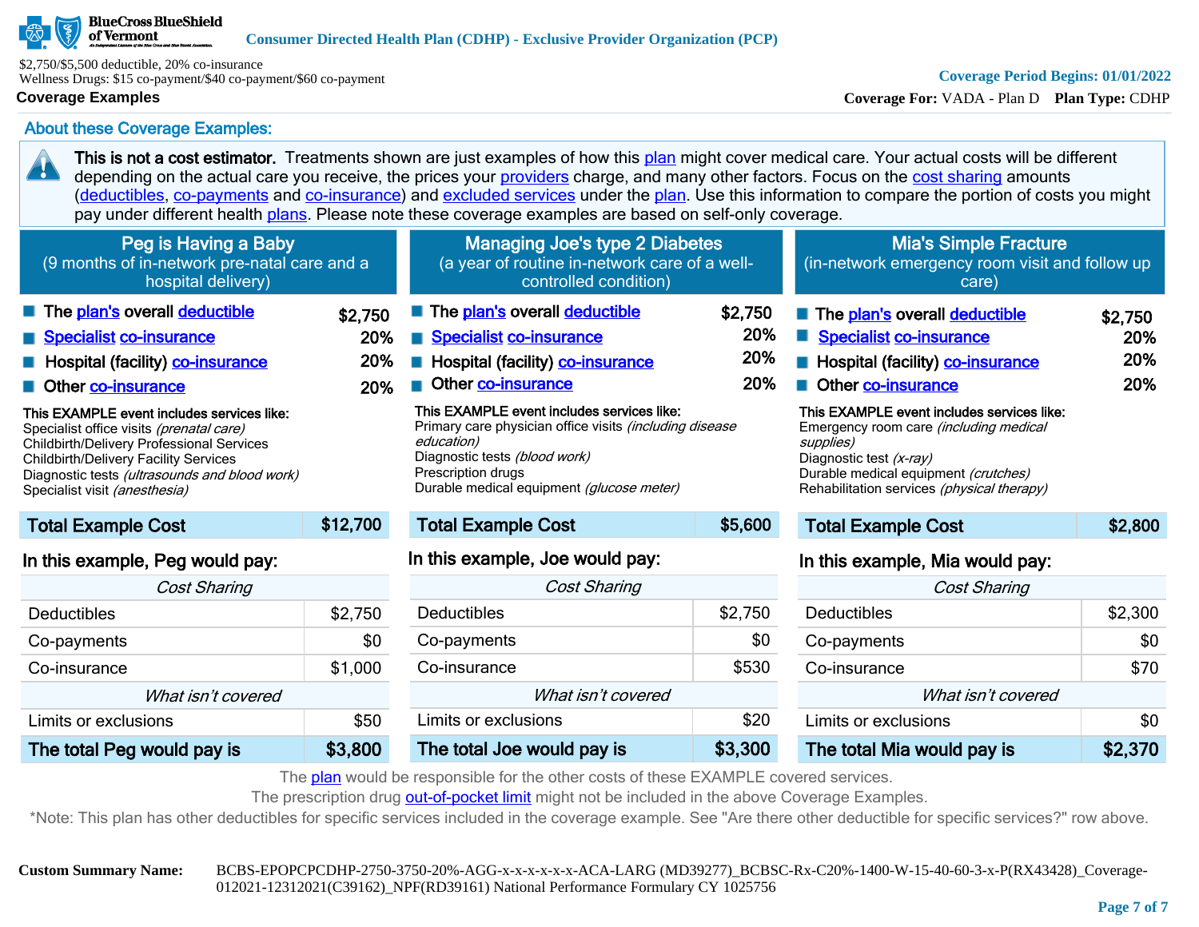**Consumer Directed Health Plan (CDHP) - Exclusive Provider Organization (PCP)**

$2,750/$5,500 deductible, 20% co-insurance
Wellness Drugs: $15 co-payment/$40 co-payment/$60 co-payment

**Coverage Period Begins: 01/01/2022**

**Coverage Examples**

**Coverage For:** VADA - Plan D **Plan Type:** CDHP

## About these Coverage Examples:

**This is not a cost estimator.** Treatments shown are just examples of how this plan might cover medical care. Your actual costs will be different depending on the actual care you receive, the prices your providers charge, and many other factors. Focus on the cost sharing amounts (deductibles, co-payments and co-insurance) and excluded services under the plan. Use this information to compare the portion of costs you might pay under different health plans. Please note these coverage examples are based on self-only coverage.

### Peg is Having a Baby
(9 months of in-network pre-natal care and a hospital delivery)

| | |
|---|---|
| The plan's overall deductible | $2,750 |
| Specialist co-insurance | 20% |
| Hospital (facility) co-insurance | 20% |
| Other co-insurance | 20% |

**This EXAMPLE event includes services like:**
Specialist office visits *(prenatal care)*
Childbirth/Delivery Professional Services
Childbirth/Delivery Facility Services
Diagnostic tests *(ultrasounds and blood work)*
Specialist visit *(anesthesia)*

| Total Example Cost | $12,700 |
|---|---|

**In this example, Peg would pay:**

| *Cost Sharing* | |
|---|---|
| Deductibles | $2,750 |
| Co-payments | $0 |
| Co-insurance | $1,000 |
| *What isn't covered* | |
| Limits or exclusions | $50 |
| **The total Peg would pay is** | **$3,800** |

### Managing Joe's type 2 Diabetes
(a year of routine in-network care of a well-controlled condition)

| | |
|---|---|
| The plan's overall deductible | $2,750 |
| Specialist co-insurance | 20% |
| Hospital (facility) co-insurance | 20% |
| Other co-insurance | 20% |

**This EXAMPLE event includes services like:**
Primary care physician office visits *(including disease education)*
Diagnostic tests *(blood work)*
Prescription drugs
Durable medical equipment *(glucose meter)*

| Total Example Cost | $5,600 |
|---|---|

**In this example, Joe would pay:**

| *Cost Sharing* | |
|---|---|
| Deductibles | $2,750 |
| Co-payments | $0 |
| Co-insurance | $530 |
| *What isn't covered* | |
| Limits or exclusions | $20 |
| **The total Joe would pay is** | **$3,300** |

### Mia's Simple Fracture
(in-network emergency room visit and follow up care)

| | |
|---|---|
| The plan's overall deductible | $2,750 |
| Specialist co-insurance | 20% |
| Hospital (facility) co-insurance | 20% |
| Other co-insurance | 20% |

**This EXAMPLE event includes services like:**
Emergency room care *(including medical supplies)*
Diagnostic test *(x-ray)*
Durable medical equipment *(crutches)*
Rehabilitation services *(physical therapy)*

| Total Example Cost | $2,800 |
|---|---|

**In this example, Mia would pay:**

| *Cost Sharing* | |
|---|---|
| Deductibles | $2,300 |
| Co-payments | $0 |
| Co-insurance | $70 |
| *What isn't covered* | |
| Limits or exclusions | $0 |
| **The total Mia would pay is** | **$2,370** |

The plan would be responsible for the other costs of these EXAMPLE covered services.
The prescription drug out-of-pocket limit might not be included in the above Coverage Examples.
*Note: This plan has other deductibles for specific services included in the coverage example. See "Are there other deductible for specific services?" row above.

**Custom Summary Name:** BCBS-EPOPCPCDHP-2750-3750-20%-AGG-x-x-x-x-x-x-ACA-LARG (MD39277)_BCBSC-Rx-C20%-1400-W-15-40-60-3-x-P(RX43428)_Coverage-012021-12312021(C39162)_NPF(RD39161) National Performance Formulary CY 1025756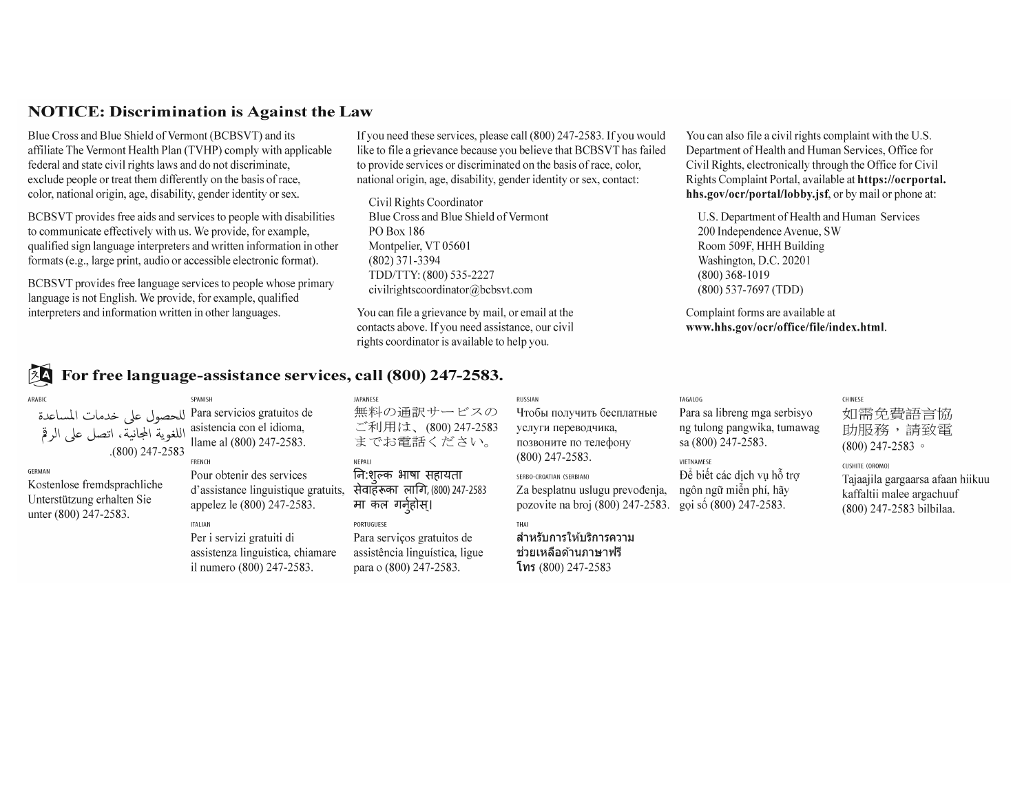## NOTICE: Discrimination is Against the Law

Blue Cross and Blue Shield of Vermont (BCBSVT) and its affiliate The Vermont Health Plan (TVHP) comply with applicable federal and state civil rights laws and do not discriminate, exclude people or treat them differently on the basis of race, color, national origin, age, disability, gender identity or sex.

BCBSVT provides free aids and services to people with disabilities to communicate effectively with us. We provide, for example, qualified sign language interpreters and written information in other formats (e.g., large print, audio or accessible electronic format).

BCBSVT provides free language services to people whose primary language is not English. We provide, for example, qualified interpreters and information written in other languages.

If you need these services, please call (800) 247-2583. If you would like to file a grievance because you believe that BCBSVT has failed to provide services or discriminated on the basis of race, color, national origin, age, disability, gender identity or sex, contact:

Civil Rights Coordinator
Blue Cross and Blue Shield of Vermont
PO Box 186
Montpelier, VT 05601
(802) 371-3394
TDD/TTY: (800) 535-2227
civilrightscoordinator@bcbsvt.com

You can file a grievance by mail, or email at the contacts above. If you need assistance, our civil rights coordinator is available to help you.

You can also file a civil rights complaint with the U.S. Department of Health and Human Services, Office for Civil Rights, electronically through the Office for Civil Rights Complaint Portal, available at **https://ocrportal.hhs.gov/ocr/portal/lobby.jsf**, or by mail or phone at:

U.S. Department of Health and Human Services
200 Independence Avenue, SW
Room 509F, HHH Building
Washington, D.C. 20201
(800) 368-1019
(800) 537-7697 (TDD)

Complaint forms are available at **www.hhs.gov/ocr/office/file/index.html**.

## For free language-assistance services, call (800) 247-2583.

ARABIC
للحصول على خدمات المساعدة اللغوية المجانية، اتصل على الرقم 2583-247 (800).

GERMAN
Kostenlose fremdsprachliche Unterstützung erhalten Sie unter (800) 247-2583.

SPANISH
Para servicios gratuitos de asistencia con el idioma, llame al (800) 247-2583.

FRENCH
Pour obtenir des services d'assistance linguistique gratuits, appelez le (800) 247-2583.

ITALIAN
Per i servizi gratuiti di assistenza linguistica, chiamare il numero (800) 247-2583.

JAPANESE
無料の通訳サービスのご利用は、(800) 247-2583までお電話ください。

NEPALI
नि:शुल्क भाषा सहायता सेवाहरूका लागि, (800) 247-2583 मा कल गर्नुहोस्।

PORTUGUESE
Para serviços gratuitos de assistência linguística, ligue para o (800) 247-2583.

RUSSIAN
Чтобы получить бесплатные услуги переводчика, позвоните по телефону (800) 247-2583.

SERBO-CROATIAN (SERBIAN)
Za besplatnu uslugu prevođenja, pozovite na broj (800) 247-2583.

THAI
สำหรับการให้บริการความช่วยเหลือด้านภาษาฟรี โทร (800) 247-2583

TAGALOG
Para sa libreng mga serbisyo ng tulong pangwika, tumawag sa (800) 247-2583.

VIETNAMESE
Để biết các dịch vụ hỗ trợ ngôn ngữ miễn phí, hãy gọi số (800) 247-2583.

CHINESE
如需免費語言協助服務，請致電 (800) 247-2583。

CUSHITE (OROMO)
Tajaajila gargaarsa afaan hiikuu kaffaltii malee argachuuf (800) 247-2583 bilbilaa.